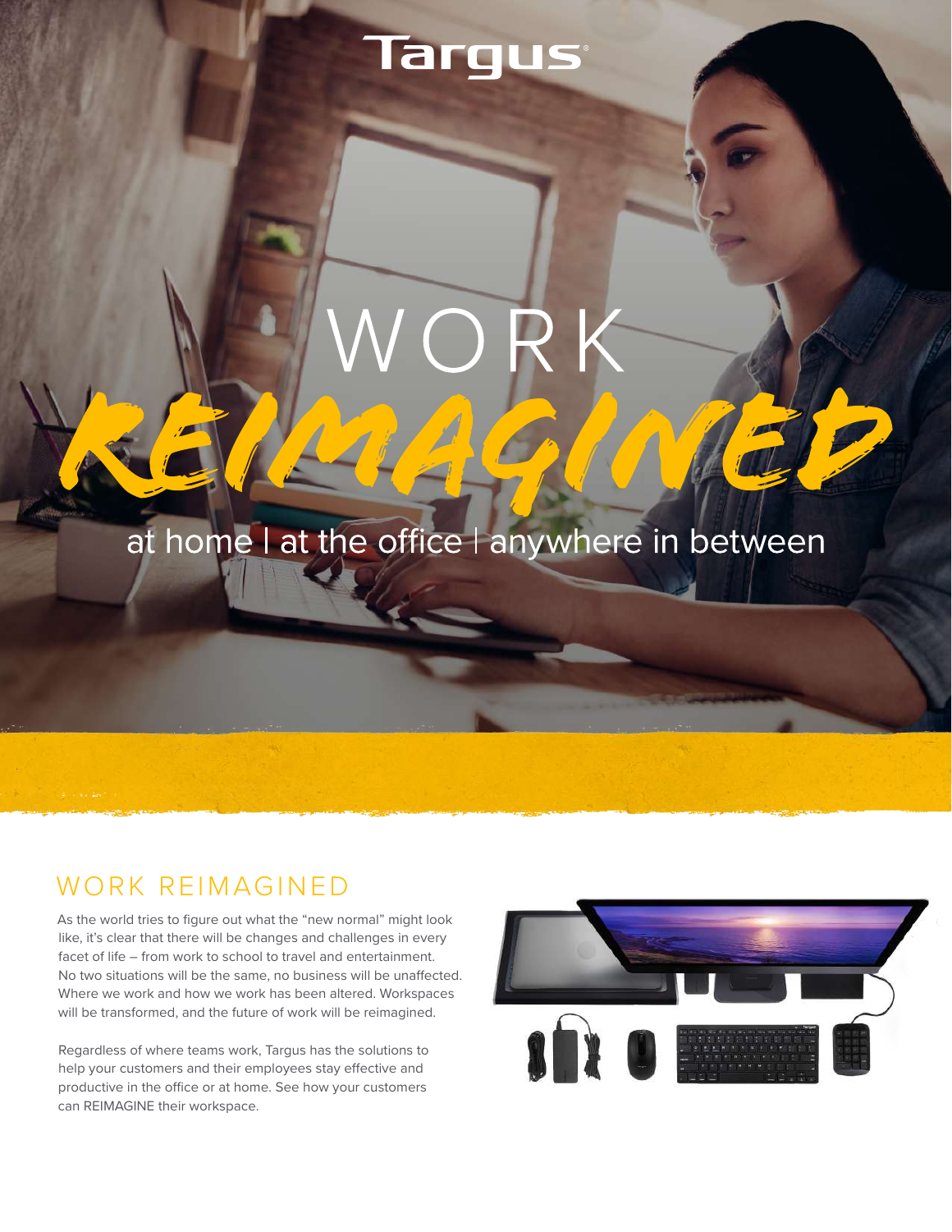Targus

# WORK REIMAGINED

at home | at the office | anywhere in between

## WORK REIMAGINED

As the world tries to figure out what the "new normal" might look like, it's clear that there will be changes and challenges in every facet of life – from work to school to travel and entertainment. No two situations will be the same, no business will be unaffected. Where we work and how we work has been altered. Workspaces will be transformed, and the future of work will be reimagined.

Regardless of where teams work, Targus has the solutions to help your customers and their employees stay effective and productive in the office or at home. See how your customers can REIMAGINE their workspace.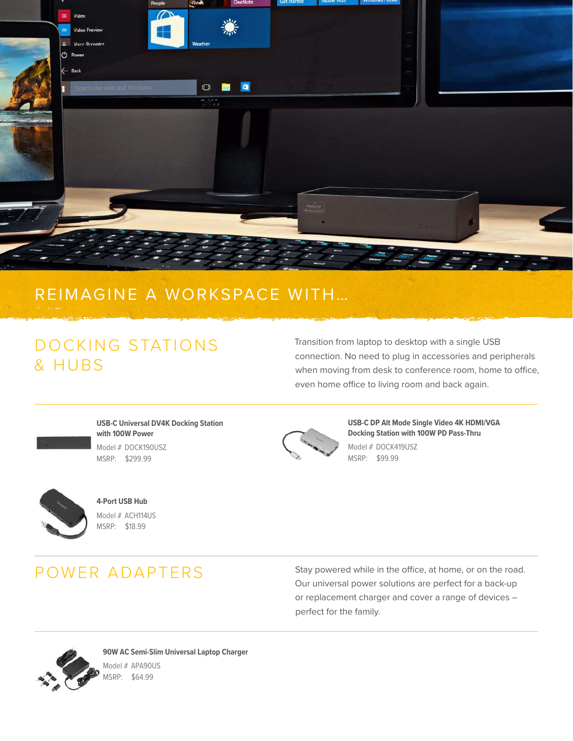# REIMAGINE A WORKSPACE WITH...

## DOCKING STATIONS & HUBS

Transition from laptop to desktop with a single USB connection. No need to plug in accessories and peripherals when moving from desk to conference room, home to office, even home office to living room and back again.

**USB-C Universal DV4K Docking Station with 100W Power**
Model # DOCK190USZ
MSRP: $299.99

**USB-C DP Alt Mode Single Video 4K HDMI/VGA Docking Station with 100W PD Pass-Thru**
Model # DOCK419USZ
MSRP: $99.99

**4-Port USB Hub**
Model # ACH114US
MSRP: $18.99

## POWER ADAPTERS

Stay powered while in the office, at home, or on the road. Our universal power solutions are perfect for a back-up or replacement charger and cover a range of devices – perfect for the family.

**90W AC Semi-Slim Universal Laptop Charger**
Model # APA90US
MSRP: $64.99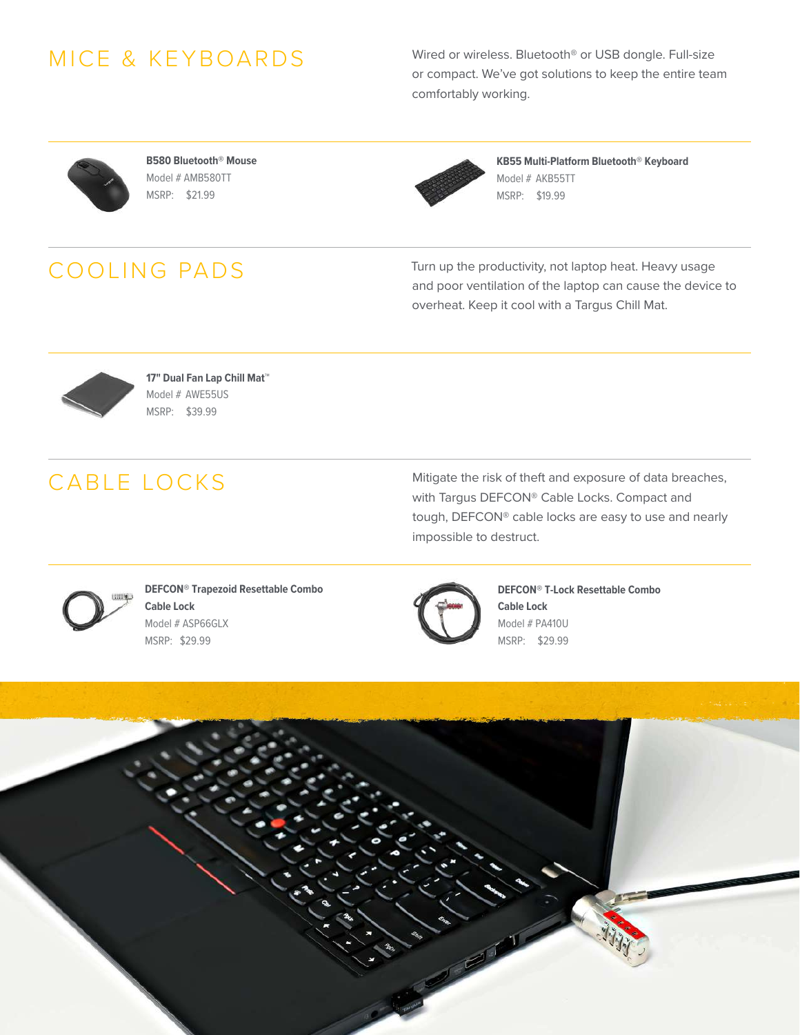## MICE & KEYBOARDS

Wired or wireless. Bluetooth® or USB dongle. Full-size or compact. We've got solutions to keep the entire team comfortably working.

**B580 Bluetooth® Mouse**
Model # AMB580TT
MSRP: $21.99

**KB55 Multi-Platform Bluetooth® Keyboard**
Model # AKB55TT
MSRP: $19.99

## COOLING PADS

Turn up the productivity, not laptop heat. Heavy usage and poor ventilation of the laptop can cause the device to overheat. Keep it cool with a Targus Chill Mat.

**17" Dual Fan Lap Chill Mat™**
Model # AWE55US
MSRP: $39.99

## CABLE LOCKS

Mitigate the risk of theft and exposure of data breaches, with Targus DEFCON® Cable Locks. Compact and tough, DEFCON® cable locks are easy to use and nearly impossible to destruct.

**DEFCON® Trapezoid Resettable Combo Cable Lock**
Model # ASP66GLX
MSRP: $29.99

**DEFCON® T-Lock Resettable Combo Cable Lock**
Model # PA410U
MSRP: $29.99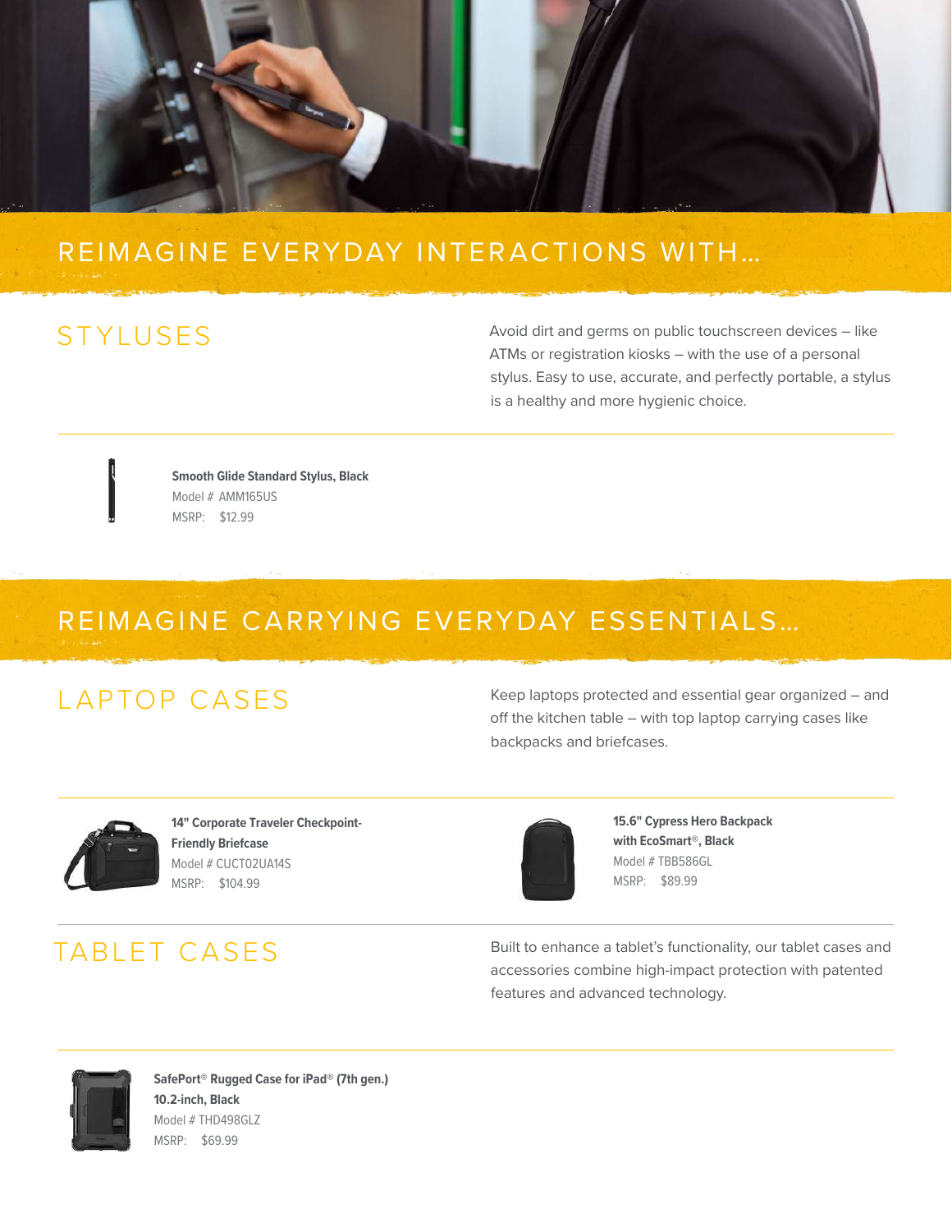# REIMAGINE EVERYDAY INTERACTIONS WITH…

## STYLUSES

Avoid dirt and germs on public touchscreen devices – like ATMs or registration kiosks – with the use of a personal stylus. Easy to use, accurate, and perfectly portable, a stylus is a healthy and more hygienic choice.

**Smooth Glide Standard Stylus, Black**
Model # AMM165US
MSRP: $12.99

# REIMAGINE CARRYING EVERYDAY ESSENTIALS…

## LAPTOP CASES

Keep laptops protected and essential gear organized – and off the kitchen table – with top laptop carrying cases like backpacks and briefcases.

**14" Corporate Traveler Checkpoint-Friendly Briefcase**
Model # CUCT02UA14S
MSRP: $104.99

**15.6" Cypress Hero Backpack with EcoSmart®, Black**
Model # TBB586GL
MSRP: $89.99

## TABLET CASES

Built to enhance a tablet's functionality, our tablet cases and accessories combine high-impact protection with patented features and advanced technology.

**SafePort® Rugged Case for iPad® (7th gen.) 10.2-inch, Black**
Model # THD498GLZ
MSRP: $69.99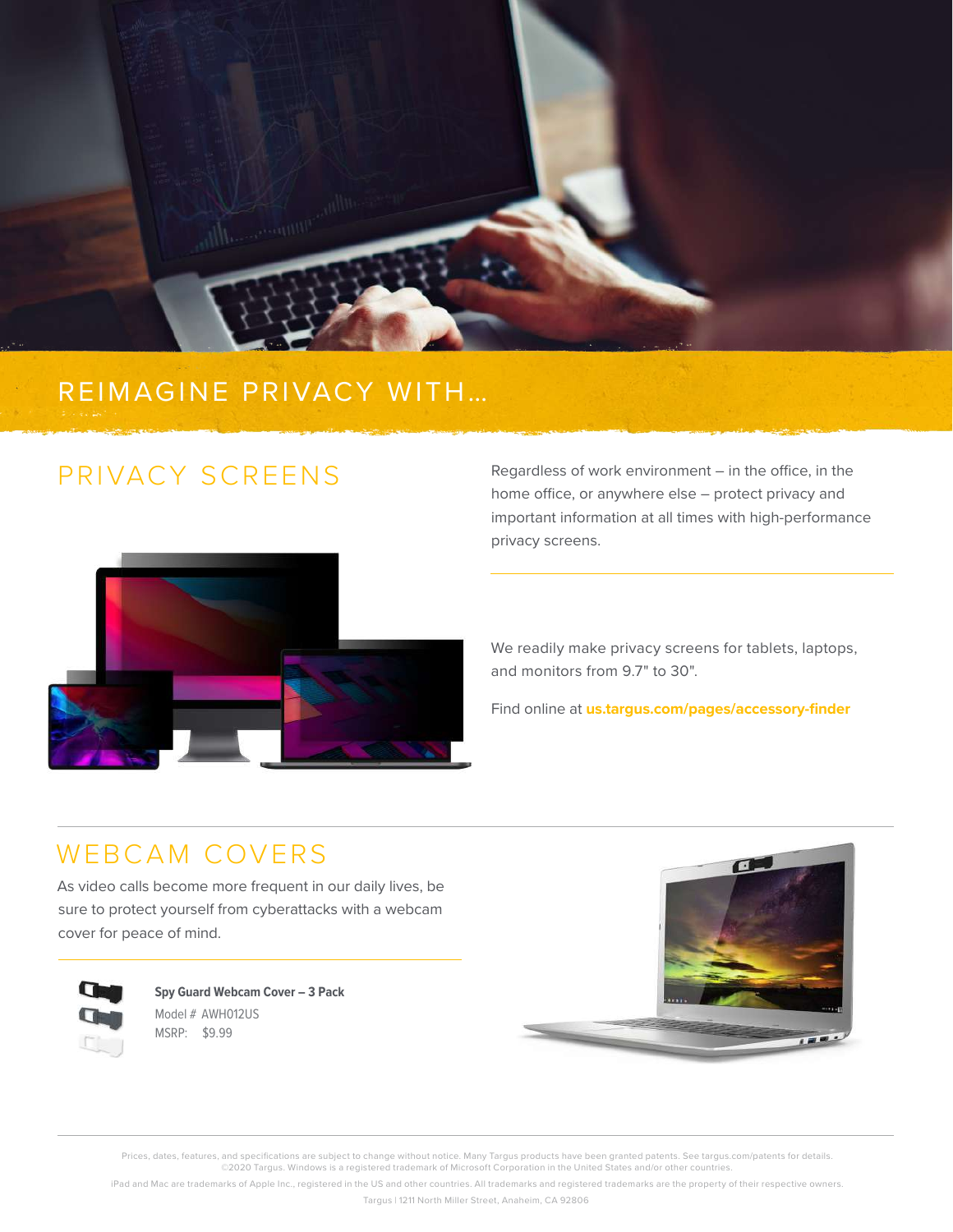## REIMAGINE PRIVACY WITH…

## PRIVACY SCREENS

Regardless of work environment – in the office, in the home office, or anywhere else – protect privacy and important information at all times with high-performance privacy screens.

We readily make privacy screens for tablets, laptops, and monitors from 9.7" to 30".

Find online at **us.targus.com/pages/accessory-finder**

## WEBCAM COVERS

As video calls become more frequent in our daily lives, be sure to protect yourself from cyberattacks with a webcam cover for peace of mind.

**Spy Guard Webcam Cover – 3 Pack**
Model # AWH012US
MSRP: $9.99

Prices, dates, features, and specifications are subject to change without notice. Many Targus products have been granted patents. See targus.com/patents for details. ©2020 Targus. Windows is a registered trademark of Microsoft Corporation in the United States and/or other countries.
iPad and Mac are trademarks of Apple Inc., registered in the US and other countries. All trademarks and registered trademarks are the property of their respective owners.
Targus | 1211 North Miller Street, Anaheim, CA 92806